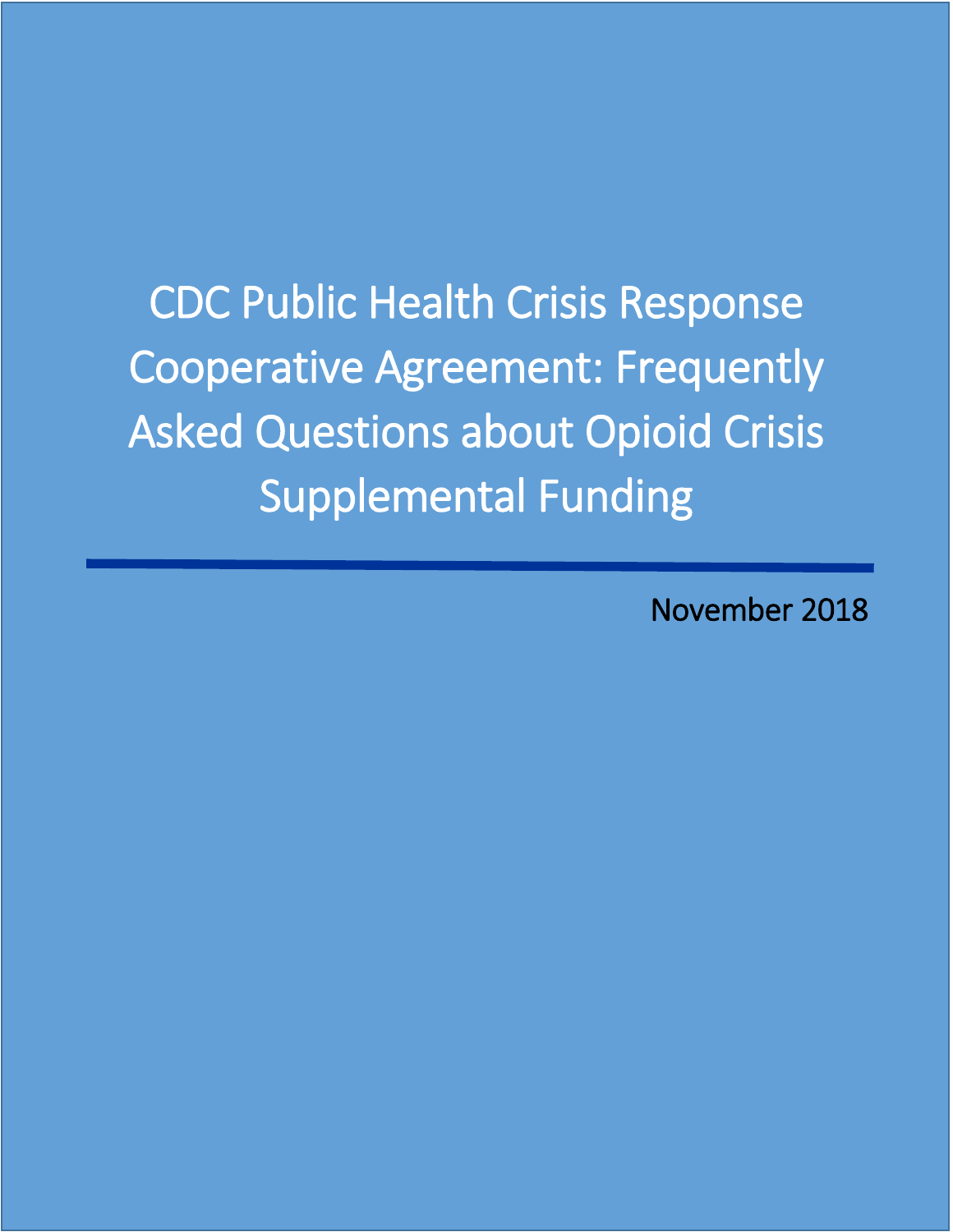# CDC Public Health Crisis Response Cooperative Agreement: Frequently Asked Questions about Opioid Crisis Supplemental Funding

November 2018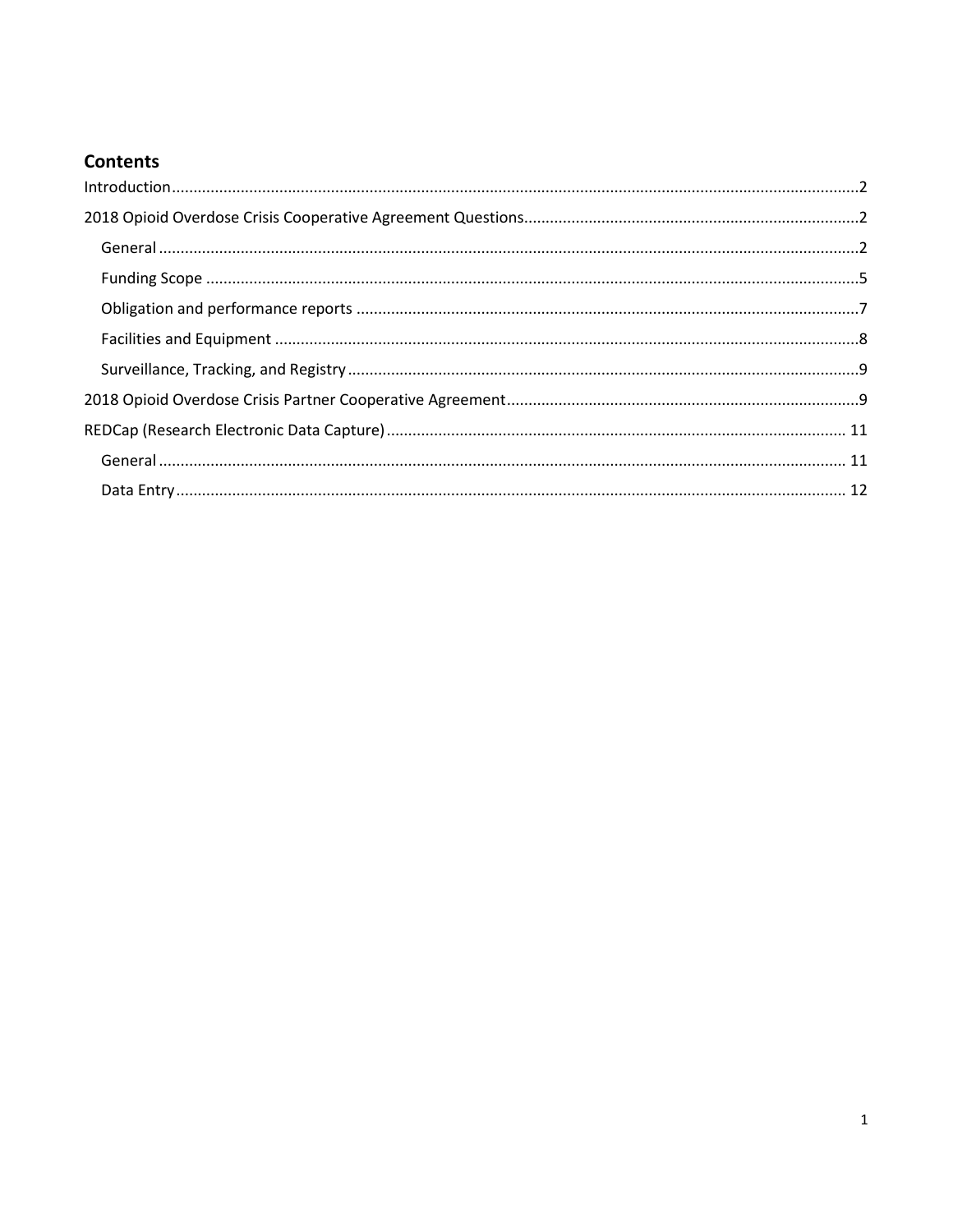## Contents

- Introduction ....... 2
- 2018 Opioid Overdose Crisis Cooperative Agreement Questions ....... 2
  - General ....... 2
  - Funding Scope ....... 5
  - Obligation and performance reports ....... 7
  - Facilities and Equipment ....... 8
  - Surveillance, Tracking, and Registry ....... 9
- 2018 Opioid Overdose Crisis Partner Cooperative Agreement ....... 9
- REDCap (Research Electronic Data Capture) ....... 11
  - General ....... 11
  - Data Entry ....... 12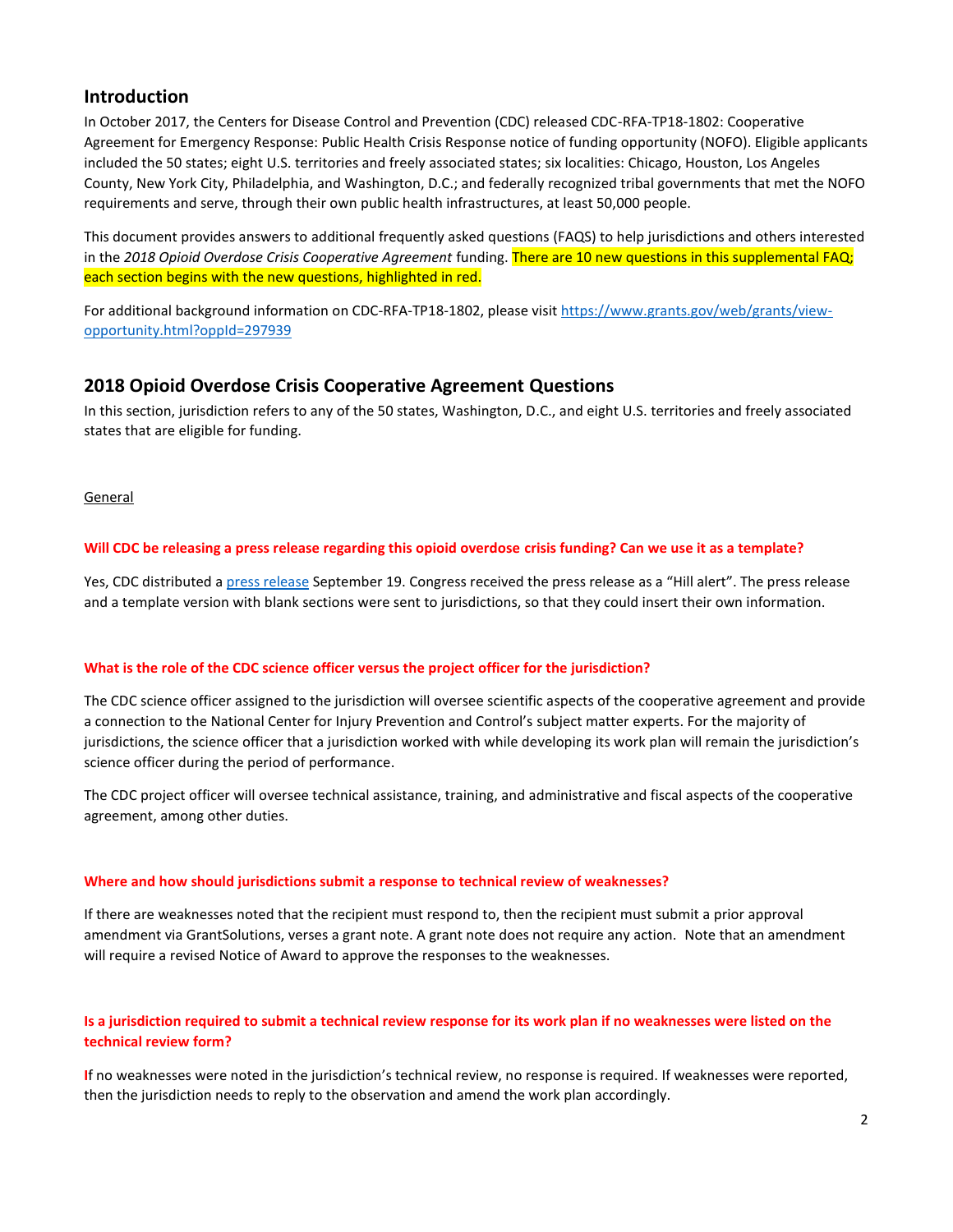## Introduction

In October 2017, the Centers for Disease Control and Prevention (CDC) released CDC-RFA-TP18-1802: Cooperative Agreement for Emergency Response: Public Health Crisis Response notice of funding opportunity (NOFO). Eligible applicants included the 50 states; eight U.S. territories and freely associated states; six localities: Chicago, Houston, Los Angeles County, New York City, Philadelphia, and Washington, D.C.; and federally recognized tribal governments that met the NOFO requirements and serve, through their own public health infrastructures, at least 50,000 people.

This document provides answers to additional frequently asked questions (FAQS) to help jurisdictions and others interested in the *2018 Opioid Overdose Crisis Cooperative Agreement* funding. There are 10 new questions in this supplemental FAQ; each section begins with the new questions, highlighted in red.

For additional background information on CDC-RFA-TP18-1802, please visit [https://www.grants.gov/web/grants/view-opportunity.html?oppId=297939](https://www.grants.gov/web/grants/view-opportunity.html?oppId=297939)

## 2018 Opioid Overdose Crisis Cooperative Agreement Questions

In this section, jurisdiction refers to any of the 50 states, Washington, D.C., and eight U.S. territories and freely associated states that are eligible for funding.

General

**Will CDC be releasing a press release regarding this opioid overdose crisis funding? Can we use it as a template?**

Yes, CDC distributed a [press release](press release) September 19. Congress received the press release as a "Hill alert". The press release and a template version with blank sections were sent to jurisdictions, so that they could insert their own information.

**What is the role of the CDC science officer versus the project officer for the jurisdiction?**

The CDC science officer assigned to the jurisdiction will oversee scientific aspects of the cooperative agreement and provide a connection to the National Center for Injury Prevention and Control's subject matter experts. For the majority of jurisdictions, the science officer that a jurisdiction worked with while developing its work plan will remain the jurisdiction's science officer during the period of performance.

The CDC project officer will oversee technical assistance, training, and administrative and fiscal aspects of the cooperative agreement, among other duties.

**Where and how should jurisdictions submit a response to technical review of weaknesses?**

If there are weaknesses noted that the recipient must respond to, then the recipient must submit a prior approval amendment via GrantSolutions, verses a grant note. A grant note does not require any action. Note that an amendment will require a revised Notice of Award to approve the responses to the weaknesses.

**Is a jurisdiction required to submit a technical review response for its work plan if no weaknesses were listed on the technical review form?**

If no weaknesses were noted in the jurisdiction's technical review, no response is required. If weaknesses were reported, then the jurisdiction needs to reply to the observation and amend the work plan accordingly.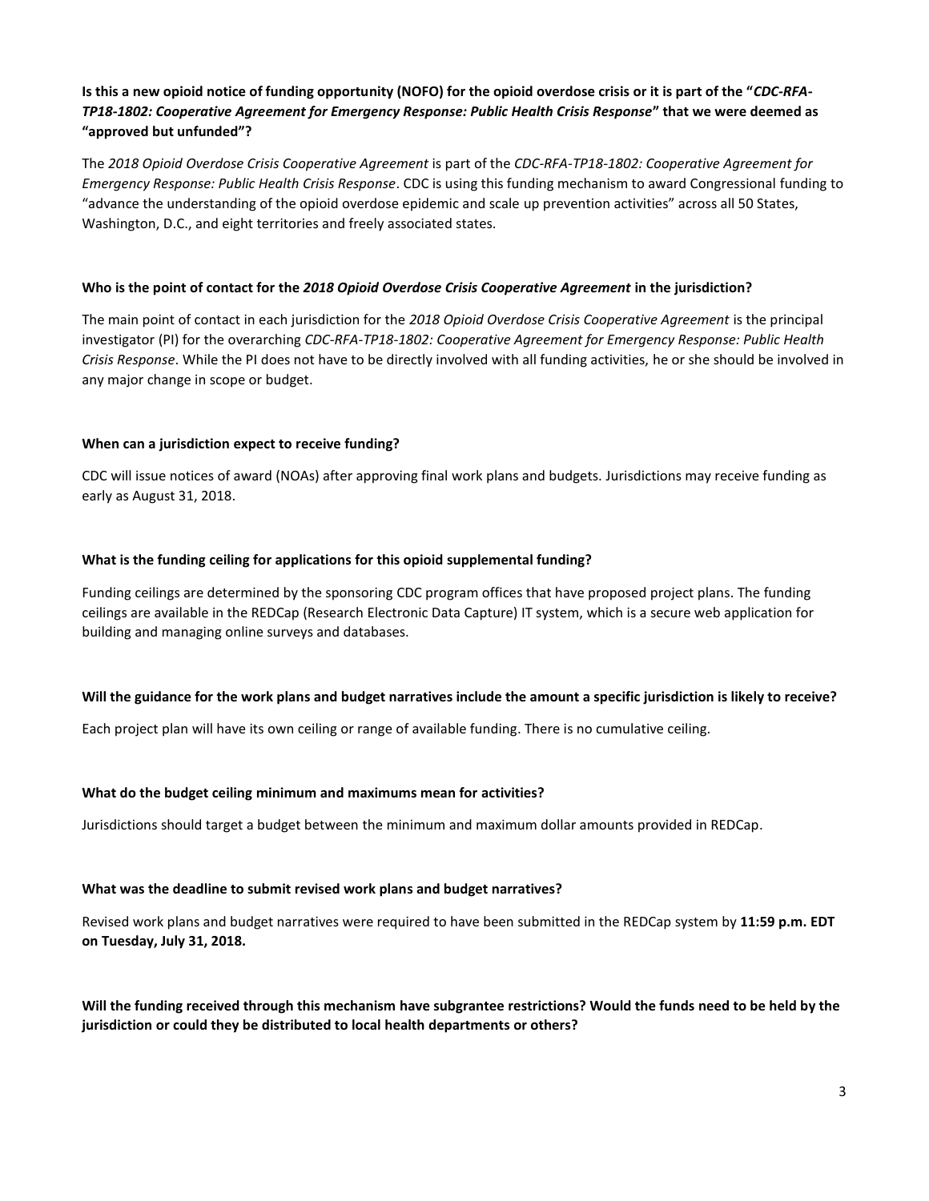**Is this a new opioid notice of funding opportunity (NOFO) for the opioid overdose crisis or it is part of the "*CDC-RFA-TP18-1802: Cooperative Agreement for Emergency Response: Public Health Crisis Response*" that we were deemed as "approved but unfunded"?**

The *2018 Opioid Overdose Crisis Cooperative Agreement* is part of the *CDC-RFA-TP18-1802: Cooperative Agreement for Emergency Response: Public Health Crisis Response*. CDC is using this funding mechanism to award Congressional funding to "advance the understanding of the opioid overdose epidemic and scale up prevention activities" across all 50 States, Washington, D.C., and eight territories and freely associated states.

**Who is the point of contact for the *2018 Opioid Overdose Crisis Cooperative Agreement* in the jurisdiction?**

The main point of contact in each jurisdiction for the *2018 Opioid Overdose Crisis Cooperative Agreement* is the principal investigator (PI) for the overarching *CDC-RFA-TP18-1802: Cooperative Agreement for Emergency Response: Public Health Crisis Response*. While the PI does not have to be directly involved with all funding activities, he or she should be involved in any major change in scope or budget.

**When can a jurisdiction expect to receive funding?**

CDC will issue notices of award (NOAs) after approving final work plans and budgets. Jurisdictions may receive funding as early as August 31, 2018.

**What is the funding ceiling for applications for this opioid supplemental funding?**

Funding ceilings are determined by the sponsoring CDC program offices that have proposed project plans. The funding ceilings are available in the REDCap (Research Electronic Data Capture) IT system, which is a secure web application for building and managing online surveys and databases.

**Will the guidance for the work plans and budget narratives include the amount a specific jurisdiction is likely to receive?**

Each project plan will have its own ceiling or range of available funding. There is no cumulative ceiling.

**What do the budget ceiling minimum and maximums mean for activities?**

Jurisdictions should target a budget between the minimum and maximum dollar amounts provided in REDCap.

**What was the deadline to submit revised work plans and budget narratives?**

Revised work plans and budget narratives were required to have been submitted in the REDCap system by **11:59 p.m. EDT on Tuesday, July 31, 2018.**

**Will the funding received through this mechanism have subgrantee restrictions? Would the funds need to be held by the jurisdiction or could they be distributed to local health departments or others?**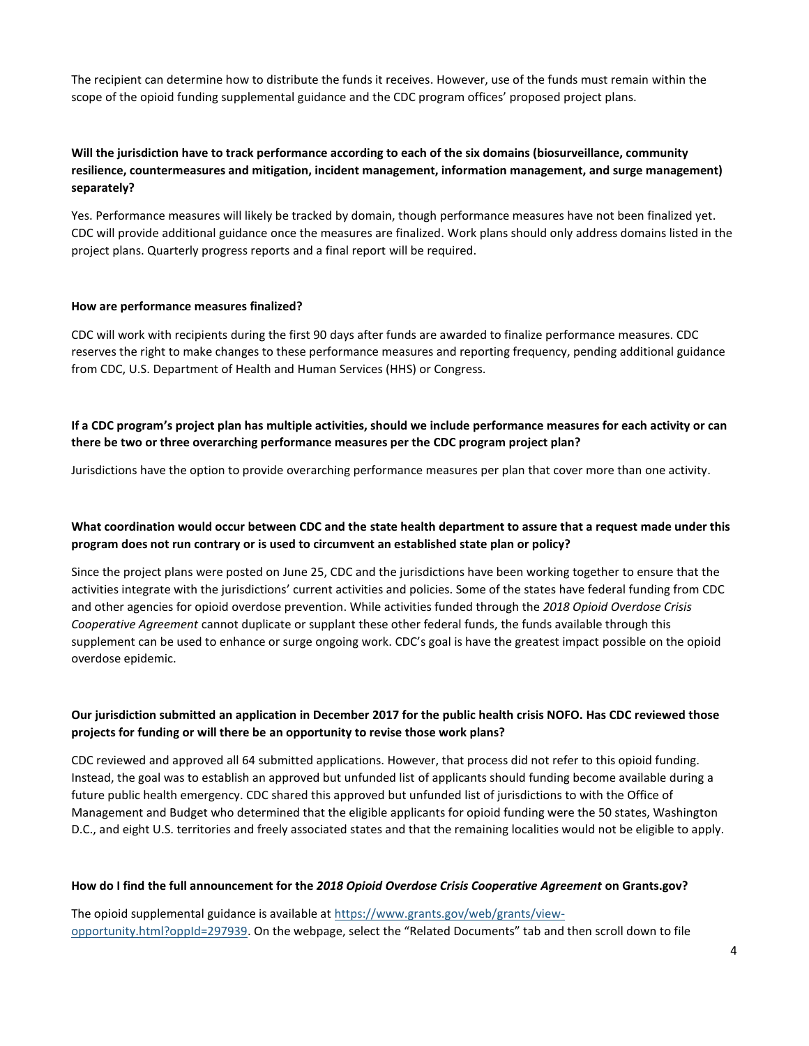The recipient can determine how to distribute the funds it receives. However, use of the funds must remain within the scope of the opioid funding supplemental guidance and the CDC program offices' proposed project plans.

**Will the jurisdiction have to track performance according to each of the six domains (biosurveillance, community resilience, countermeasures and mitigation, incident management, information management, and surge management) separately?**

Yes. Performance measures will likely be tracked by domain, though performance measures have not been finalized yet. CDC will provide additional guidance once the measures are finalized. Work plans should only address domains listed in the project plans. Quarterly progress reports and a final report will be required.

**How are performance measures finalized?**

CDC will work with recipients during the first 90 days after funds are awarded to finalize performance measures. CDC reserves the right to make changes to these performance measures and reporting frequency, pending additional guidance from CDC, U.S. Department of Health and Human Services (HHS) or Congress.

**If a CDC program's project plan has multiple activities, should we include performance measures for each activity or can there be two or three overarching performance measures per the CDC program project plan?**

Jurisdictions have the option to provide overarching performance measures per plan that cover more than one activity.

**What coordination would occur between CDC and the state health department to assure that a request made under this program does not run contrary or is used to circumvent an established state plan or policy?**

Since the project plans were posted on June 25, CDC and the jurisdictions have been working together to ensure that the activities integrate with the jurisdictions' current activities and policies. Some of the states have federal funding from CDC and other agencies for opioid overdose prevention. While activities funded through the *2018 Opioid Overdose Crisis Cooperative Agreement* cannot duplicate or supplant these other federal funds, the funds available through this supplement can be used to enhance or surge ongoing work. CDC's goal is have the greatest impact possible on the opioid overdose epidemic.

**Our jurisdiction submitted an application in December 2017 for the public health crisis NOFO. Has CDC reviewed those projects for funding or will there be an opportunity to revise those work plans?**

CDC reviewed and approved all 64 submitted applications. However, that process did not refer to this opioid funding. Instead, the goal was to establish an approved but unfunded list of applicants should funding become available during a future public health emergency. CDC shared this approved but unfunded list of jurisdictions to with the Office of Management and Budget who determined that the eligible applicants for opioid funding were the 50 states, Washington D.C., and eight U.S. territories and freely associated states and that the remaining localities would not be eligible to apply.

**How do I find the full announcement for the *2018 Opioid Overdose Crisis Cooperative Agreement* on Grants.gov?**

The opioid supplemental guidance is available at [https://www.grants.gov/web/grants/view-opportunity.html?oppId=297939](https://www.grants.gov/web/grants/view-opportunity.html?oppId=297939). On the webpage, select the "Related Documents" tab and then scroll down to file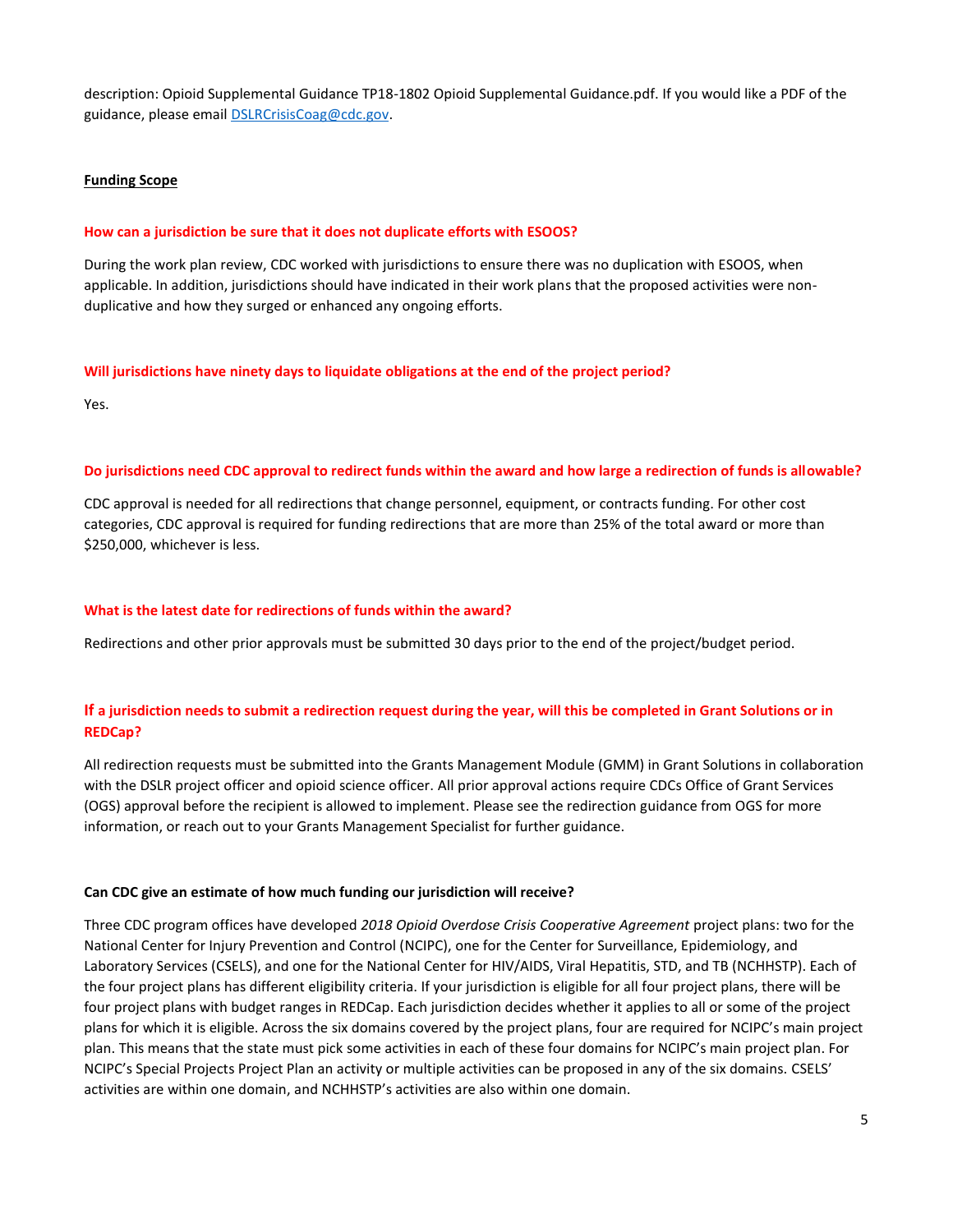description: Opioid Supplemental Guidance TP18-1802 Opioid Supplemental Guidance.pdf. If you would like a PDF of the guidance, please email DSLRCrisisCoag@cdc.gov.

## Funding Scope

### How can a jurisdiction be sure that it does not duplicate efforts with ESOOS?

During the work plan review, CDC worked with jurisdictions to ensure there was no duplication with ESOOS, when applicable. In addition, jurisdictions should have indicated in their work plans that the proposed activities were non-duplicative and how they surged or enhanced any ongoing efforts.

### Will jurisdictions have ninety days to liquidate obligations at the end of the project period?

Yes.

### Do jurisdictions need CDC approval to redirect funds within the award and how large a redirection of funds is allowable?

CDC approval is needed for all redirections that change personnel, equipment, or contracts funding. For other cost categories, CDC approval is required for funding redirections that are more than 25% of the total award or more than $250,000, whichever is less.

### What is the latest date for redirections of funds within the award?

Redirections and other prior approvals must be submitted 30 days prior to the end of the project/budget period.

### If a jurisdiction needs to submit a redirection request during the year, will this be completed in Grant Solutions or in REDCap?

All redirection requests must be submitted into the Grants Management Module (GMM) in Grant Solutions in collaboration with the DSLR project officer and opioid science officer. All prior approval actions require CDCs Office of Grant Services (OGS) approval before the recipient is allowed to implement. Please see the redirection guidance from OGS for more information, or reach out to your Grants Management Specialist for further guidance.

### Can CDC give an estimate of how much funding our jurisdiction will receive?

Three CDC program offices have developed *2018 Opioid Overdose Crisis Cooperative Agreement* project plans: two for the National Center for Injury Prevention and Control (NCIPC), one for the Center for Surveillance, Epidemiology, and Laboratory Services (CSELS), and one for the National Center for HIV/AIDS, Viral Hepatitis, STD, and TB (NCHHSTP). Each of the four project plans has different eligibility criteria. If your jurisdiction is eligible for all four project plans, there will be four project plans with budget ranges in REDCap. Each jurisdiction decides whether it applies to all or some of the project plans for which it is eligible. Across the six domains covered by the project plans, four are required for NCIPC's main project plan. This means that the state must pick some activities in each of these four domains for NCIPC's main project plan. For NCIPC's Special Projects Project Plan an activity or multiple activities can be proposed in any of the six domains. CSELS' activities are within one domain, and NCHHSTP's activities are also within one domain.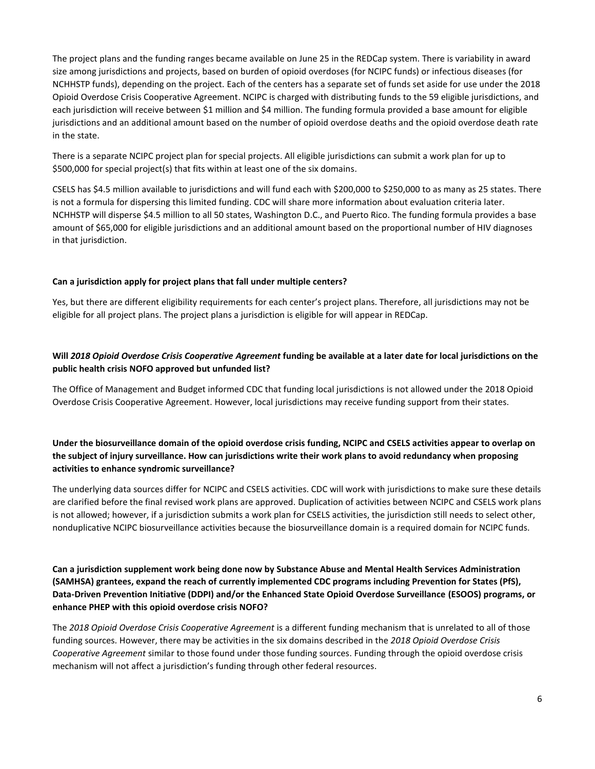The project plans and the funding ranges became available on June 25 in the REDCap system. There is variability in award size among jurisdictions and projects, based on burden of opioid overdoses (for NCIPC funds) or infectious diseases (for NCHHSTP funds), depending on the project. Each of the centers has a separate set of funds set aside for use under the 2018 Opioid Overdose Crisis Cooperative Agreement. NCIPC is charged with distributing funds to the 59 eligible jurisdictions, and each jurisdiction will receive between $1 million and $4 million. The funding formula provided a base amount for eligible jurisdictions and an additional amount based on the number of opioid overdose deaths and the opioid overdose death rate in the state.

There is a separate NCIPC project plan for special projects. All eligible jurisdictions can submit a work plan for up to $500,000 for special project(s) that fits within at least one of the six domains.

CSELS has $4.5 million available to jurisdictions and will fund each with $200,000 to $250,000 to as many as 25 states. There is not a formula for dispersing this limited funding. CDC will share more information about evaluation criteria later. NCHHSTP will disperse $4.5 million to all 50 states, Washington D.C., and Puerto Rico. The funding formula provides a base amount of $65,000 for eligible jurisdictions and an additional amount based on the proportional number of HIV diagnoses in that jurisdiction.

**Can a jurisdiction apply for project plans that fall under multiple centers?**

Yes, but there are different eligibility requirements for each center's project plans. Therefore, all jurisdictions may not be eligible for all project plans. The project plans a jurisdiction is eligible for will appear in REDCap.

**Will *2018 Opioid Overdose Crisis Cooperative Agreement* funding be available at a later date for local jurisdictions on the public health crisis NOFO approved but unfunded list?**

The Office of Management and Budget informed CDC that funding local jurisdictions is not allowed under the 2018 Opioid Overdose Crisis Cooperative Agreement. However, local jurisdictions may receive funding support from their states.

**Under the biosurveillance domain of the opioid overdose crisis funding, NCIPC and CSELS activities appear to overlap on the subject of injury surveillance. How can jurisdictions write their work plans to avoid redundancy when proposing activities to enhance syndromic surveillance?**

The underlying data sources differ for NCIPC and CSELS activities. CDC will work with jurisdictions to make sure these details are clarified before the final revised work plans are approved. Duplication of activities between NCIPC and CSELS work plans is not allowed; however, if a jurisdiction submits a work plan for CSELS activities, the jurisdiction still needs to select other, nonduplicative NCIPC biosurveillance activities because the biosurveillance domain is a required domain for NCIPC funds.

**Can a jurisdiction supplement work being done now by Substance Abuse and Mental Health Services Administration (SAMHSA) grantees, expand the reach of currently implemented CDC programs including Prevention for States (PfS), Data-Driven Prevention Initiative (DDPI) and/or the Enhanced State Opioid Overdose Surveillance (ESOOS) programs, or enhance PHEP with this opioid overdose crisis NOFO?**

The *2018 Opioid Overdose Crisis Cooperative Agreement* is a different funding mechanism that is unrelated to all of those funding sources. However, there may be activities in the six domains described in the *2018 Opioid Overdose Crisis Cooperative Agreement* similar to those found under those funding sources. Funding through the opioid overdose crisis mechanism will not affect a jurisdiction's funding through other federal resources.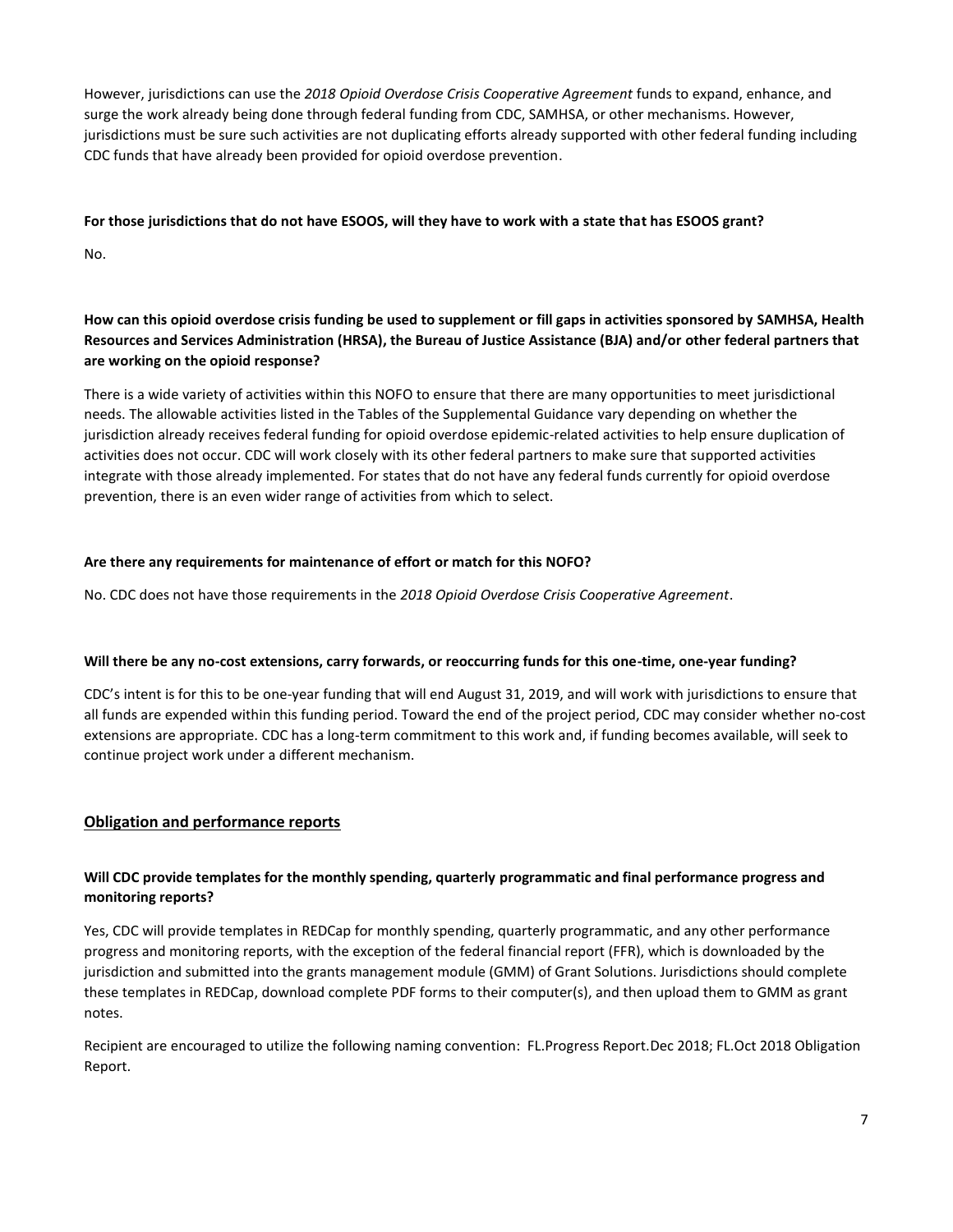However, jurisdictions can use the *2018 Opioid Overdose Crisis Cooperative Agreement* funds to expand, enhance, and surge the work already being done through federal funding from CDC, SAMHSA, or other mechanisms. However, jurisdictions must be sure such activities are not duplicating efforts already supported with other federal funding including CDC funds that have already been provided for opioid overdose prevention.

**For those jurisdictions that do not have ESOOS, will they have to work with a state that has ESOOS grant?**

No.

**How can this opioid overdose crisis funding be used to supplement or fill gaps in activities sponsored by SAMHSA, Health Resources and Services Administration (HRSA), the Bureau of Justice Assistance (BJA) and/or other federal partners that are working on the opioid response?**

There is a wide variety of activities within this NOFO to ensure that there are many opportunities to meet jurisdictional needs. The allowable activities listed in the Tables of the Supplemental Guidance vary depending on whether the jurisdiction already receives federal funding for opioid overdose epidemic-related activities to help ensure duplication of activities does not occur. CDC will work closely with its other federal partners to make sure that supported activities integrate with those already implemented. For states that do not have any federal funds currently for opioid overdose prevention, there is an even wider range of activities from which to select.

**Are there any requirements for maintenance of effort or match for this NOFO?**

No. CDC does not have those requirements in the *2018 Opioid Overdose Crisis Cooperative Agreement*.

**Will there be any no-cost extensions, carry forwards, or reoccurring funds for this one-time, one-year funding?**

CDC's intent is for this to be one-year funding that will end August 31, 2019, and will work with jurisdictions to ensure that all funds are expended within this funding period. Toward the end of the project period, CDC may consider whether no-cost extensions are appropriate. CDC has a long-term commitment to this work and, if funding becomes available, will seek to continue project work under a different mechanism.

## Obligation and performance reports

**Will CDC provide templates for the monthly spending, quarterly programmatic and final performance progress and monitoring reports?**

Yes, CDC will provide templates in REDCap for monthly spending, quarterly programmatic, and any other performance progress and monitoring reports, with the exception of the federal financial report (FFR), which is downloaded by the jurisdiction and submitted into the grants management module (GMM) of Grant Solutions. Jurisdictions should complete these templates in REDCap, download complete PDF forms to their computer(s), and then upload them to GMM as grant notes.

Recipient are encouraged to utilize the following naming convention: FL.Progress Report.Dec 2018; FL.Oct 2018 Obligation Report.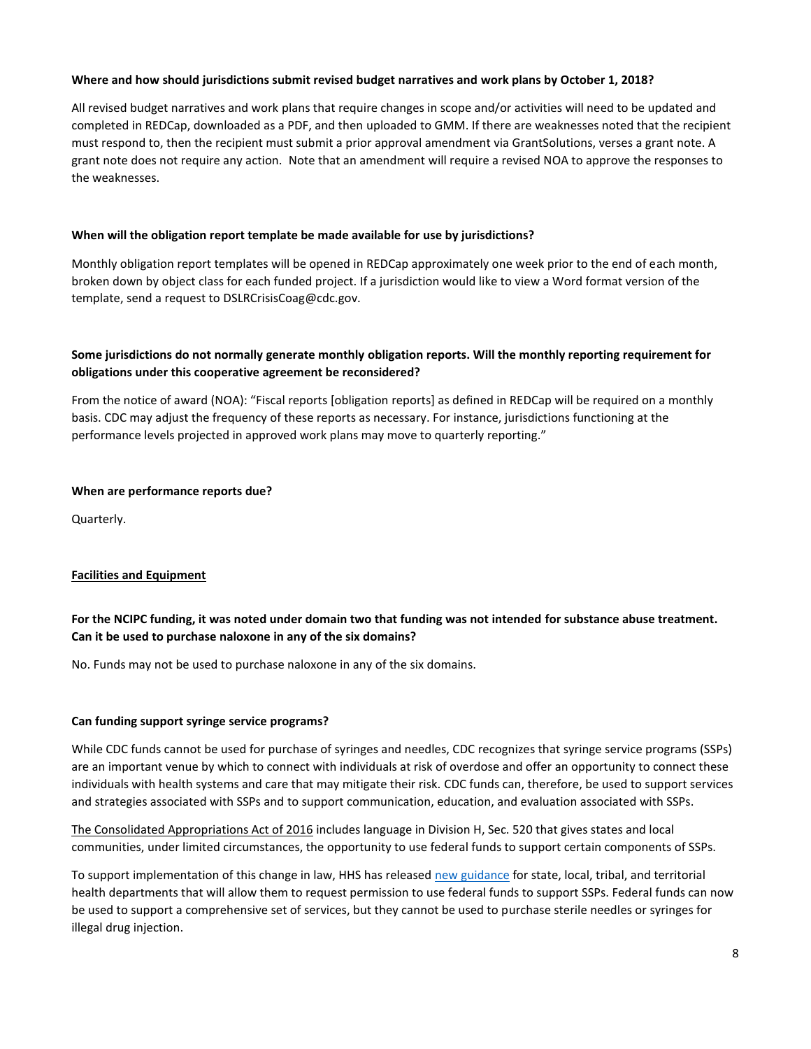**Where and how should jurisdictions submit revised budget narratives and work plans by October 1, 2018?**

All revised budget narratives and work plans that require changes in scope and/or activities will need to be updated and completed in REDCap, downloaded as a PDF, and then uploaded to GMM. If there are weaknesses noted that the recipient must respond to, then the recipient must submit a prior approval amendment via GrantSolutions, verses a grant note. A grant note does not require any action. Note that an amendment will require a revised NOA to approve the responses to the weaknesses.

**When will the obligation report template be made available for use by jurisdictions?**

Monthly obligation report templates will be opened in REDCap approximately one week prior to the end of each month, broken down by object class for each funded project. If a jurisdiction would like to view a Word format version of the template, send a request to DSLRCrisisCoag@cdc.gov.

**Some jurisdictions do not normally generate monthly obligation reports. Will the monthly reporting requirement for obligations under this cooperative agreement be reconsidered?**

From the notice of award (NOA): "Fiscal reports [obligation reports] as defined in REDCap will be required on a monthly basis. CDC may adjust the frequency of these reports as necessary. For instance, jurisdictions functioning at the performance levels projected in approved work plans may move to quarterly reporting."

**When are performance reports due?**

Quarterly.

**Facilities and Equipment**

**For the NCIPC funding, it was noted under domain two that funding was not intended for substance abuse treatment. Can it be used to purchase naloxone in any of the six domains?**

No. Funds may not be used to purchase naloxone in any of the six domains.

**Can funding support syringe service programs?**

While CDC funds cannot be used for purchase of syringes and needles, CDC recognizes that syringe service programs (SSPs) are an important venue by which to connect with individuals at risk of overdose and offer an opportunity to connect these individuals with health systems and care that may mitigate their risk. CDC funds can, therefore, be used to support services and strategies associated with SSPs and to support communication, education, and evaluation associated with SSPs.

The Consolidated Appropriations Act of 2016 includes language in Division H, Sec. 520 that gives states and local communities, under limited circumstances, the opportunity to use federal funds to support certain components of SSPs.

To support implementation of this change in law, HHS has released new guidance for state, local, tribal, and territorial health departments that will allow them to request permission to use federal funds to support SSPs. Federal funds can now be used to support a comprehensive set of services, but they cannot be used to purchase sterile needles or syringes for illegal drug injection.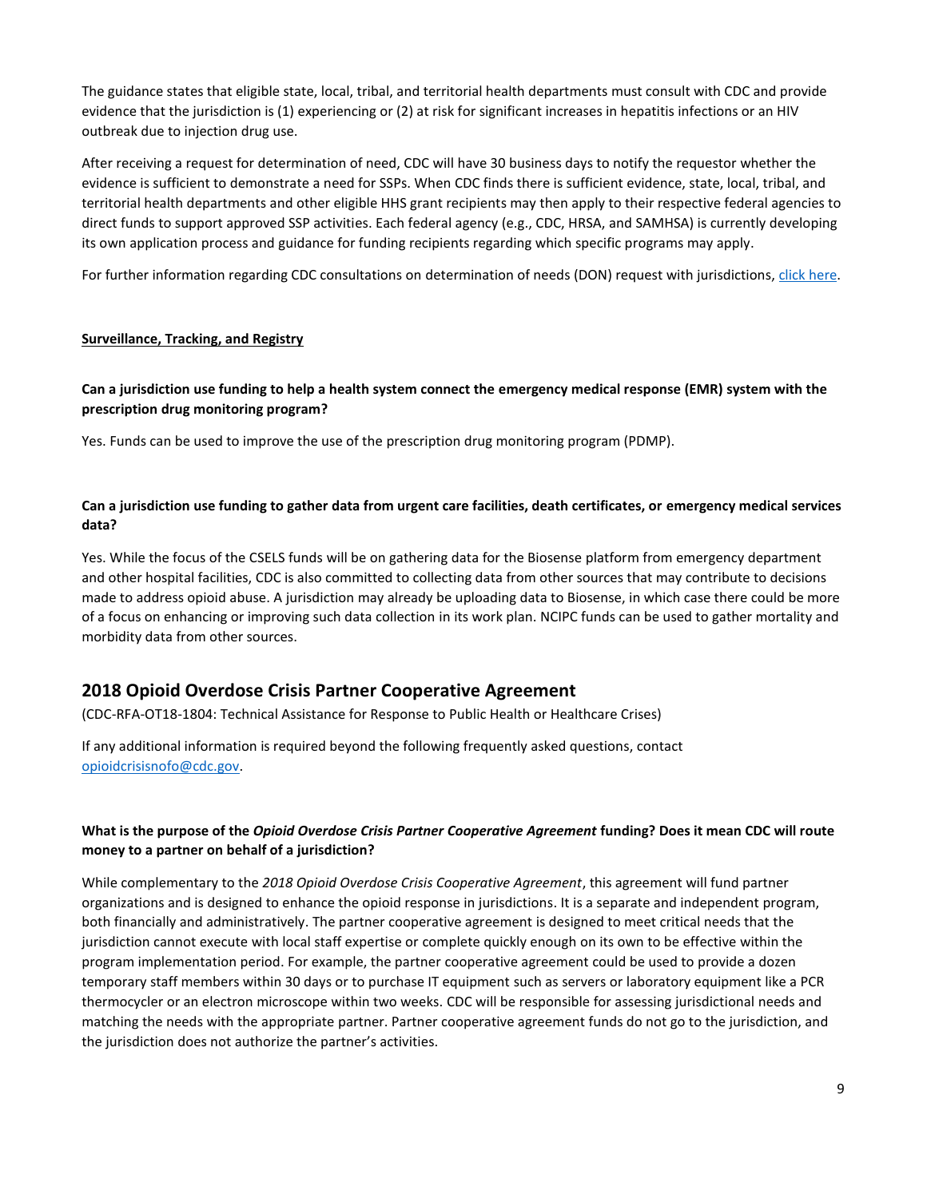The guidance states that eligible state, local, tribal, and territorial health departments must consult with CDC and provide evidence that the jurisdiction is (1) experiencing or (2) at risk for significant increases in hepatitis infections or an HIV outbreak due to injection drug use.

After receiving a request for determination of need, CDC will have 30 business days to notify the requestor whether the evidence is sufficient to demonstrate a need for SSPs. When CDC finds there is sufficient evidence, state, local, tribal, and territorial health departments and other eligible HHS grant recipients may then apply to their respective federal agencies to direct funds to support approved SSP activities. Each federal agency (e.g., CDC, HRSA, and SAMHSA) is currently developing its own application process and guidance for funding recipients regarding which specific programs may apply.

For further information regarding CDC consultations on determination of needs (DON) request with jurisdictions, click here.

**Surveillance, Tracking, and Registry**

**Can a jurisdiction use funding to help a health system connect the emergency medical response (EMR) system with the prescription drug monitoring program?**

Yes. Funds can be used to improve the use of the prescription drug monitoring program (PDMP).

**Can a jurisdiction use funding to gather data from urgent care facilities, death certificates, or emergency medical services data?**

Yes. While the focus of the CSELS funds will be on gathering data for the Biosense platform from emergency department and other hospital facilities, CDC is also committed to collecting data from other sources that may contribute to decisions made to address opioid abuse. A jurisdiction may already be uploading data to Biosense, in which case there could be more of a focus on enhancing or improving such data collection in its work plan. NCIPC funds can be used to gather mortality and morbidity data from other sources.

## 2018 Opioid Overdose Crisis Partner Cooperative Agreement

(CDC-RFA-OT18-1804: Technical Assistance for Response to Public Health or Healthcare Crises)

If any additional information is required beyond the following frequently asked questions, contact opioidcrisisnofo@cdc.gov.

**What is the purpose of the *Opioid Overdose Crisis Partner Cooperative Agreement* funding? Does it mean CDC will route money to a partner on behalf of a jurisdiction?**

While complementary to the *2018 Opioid Overdose Crisis Cooperative Agreement*, this agreement will fund partner organizations and is designed to enhance the opioid response in jurisdictions. It is a separate and independent program, both financially and administratively. The partner cooperative agreement is designed to meet critical needs that the jurisdiction cannot execute with local staff expertise or complete quickly enough on its own to be effective within the program implementation period. For example, the partner cooperative agreement could be used to provide a dozen temporary staff members within 30 days or to purchase IT equipment such as servers or laboratory equipment like a PCR thermocycler or an electron microscope within two weeks. CDC will be responsible for assessing jurisdictional needs and matching the needs with the appropriate partner. Partner cooperative agreement funds do not go to the jurisdiction, and the jurisdiction does not authorize the partner's activities.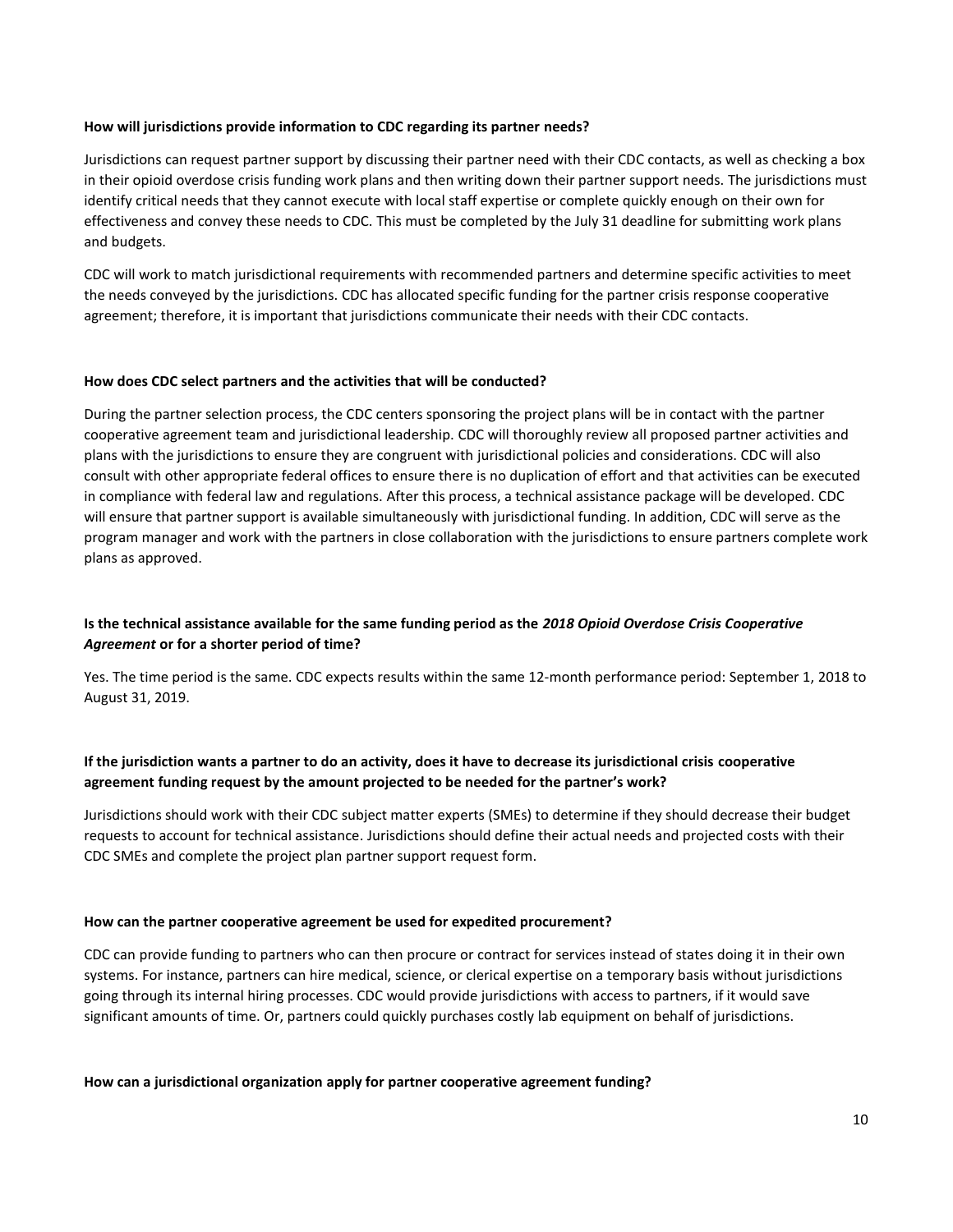**How will jurisdictions provide information to CDC regarding its partner needs?**

Jurisdictions can request partner support by discussing their partner need with their CDC contacts, as well as checking a box in their opioid overdose crisis funding work plans and then writing down their partner support needs. The jurisdictions must identify critical needs that they cannot execute with local staff expertise or complete quickly enough on their own for effectiveness and convey these needs to CDC. This must be completed by the July 31 deadline for submitting work plans and budgets.

CDC will work to match jurisdictional requirements with recommended partners and determine specific activities to meet the needs conveyed by the jurisdictions. CDC has allocated specific funding for the partner crisis response cooperative agreement; therefore, it is important that jurisdictions communicate their needs with their CDC contacts.

**How does CDC select partners and the activities that will be conducted?**

During the partner selection process, the CDC centers sponsoring the project plans will be in contact with the partner cooperative agreement team and jurisdictional leadership. CDC will thoroughly review all proposed partner activities and plans with the jurisdictions to ensure they are congruent with jurisdictional policies and considerations. CDC will also consult with other appropriate federal offices to ensure there is no duplication of effort and that activities can be executed in compliance with federal law and regulations. After this process, a technical assistance package will be developed. CDC will ensure that partner support is available simultaneously with jurisdictional funding. In addition, CDC will serve as the program manager and work with the partners in close collaboration with the jurisdictions to ensure partners complete work plans as approved.

**Is the technical assistance available for the same funding period as the *2018 Opioid Overdose Crisis Cooperative Agreement* or for a shorter period of time?**

Yes. The time period is the same. CDC expects results within the same 12-month performance period: September 1, 2018 to August 31, 2019.

**If the jurisdiction wants a partner to do an activity, does it have to decrease its jurisdictional crisis cooperative agreement funding request by the amount projected to be needed for the partner's work?**

Jurisdictions should work with their CDC subject matter experts (SMEs) to determine if they should decrease their budget requests to account for technical assistance. Jurisdictions should define their actual needs and projected costs with their CDC SMEs and complete the project plan partner support request form.

**How can the partner cooperative agreement be used for expedited procurement?**

CDC can provide funding to partners who can then procure or contract for services instead of states doing it in their own systems. For instance, partners can hire medical, science, or clerical expertise on a temporary basis without jurisdictions going through its internal hiring processes. CDC would provide jurisdictions with access to partners, if it would save significant amounts of time. Or, partners could quickly purchases costly lab equipment on behalf of jurisdictions.

**How can a jurisdictional organization apply for partner cooperative agreement funding?**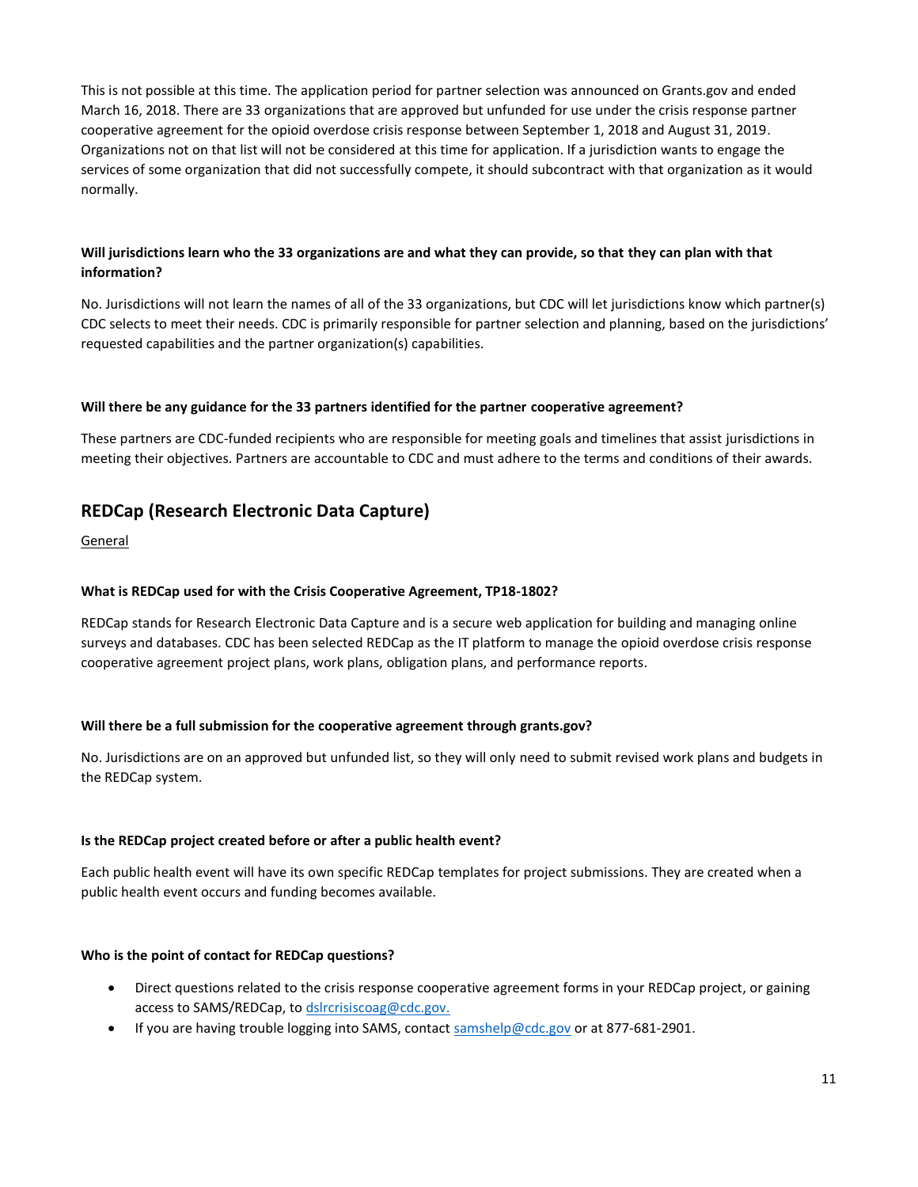This is not possible at this time. The application period for partner selection was announced on Grants.gov and ended March 16, 2018. There are 33 organizations that are approved but unfunded for use under the crisis response partner cooperative agreement for the opioid overdose crisis response between September 1, 2018 and August 31, 2019. Organizations not on that list will not be considered at this time for application. If a jurisdiction wants to engage the services of some organization that did not successfully compete, it should subcontract with that organization as it would normally.

**Will jurisdictions learn who the 33 organizations are and what they can provide, so that they can plan with that information?**

No. Jurisdictions will not learn the names of all of the 33 organizations, but CDC will let jurisdictions know which partner(s) CDC selects to meet their needs. CDC is primarily responsible for partner selection and planning, based on the jurisdictions' requested capabilities and the partner organization(s) capabilities.

**Will there be any guidance for the 33 partners identified for the partner cooperative agreement?**

These partners are CDC-funded recipients who are responsible for meeting goals and timelines that assist jurisdictions in meeting their objectives. Partners are accountable to CDC and must adhere to the terms and conditions of their awards.

## REDCap (Research Electronic Data Capture)

<u>General</u>

**What is REDCap used for with the Crisis Cooperative Agreement, TP18-1802?**

REDCap stands for Research Electronic Data Capture and is a secure web application for building and managing online surveys and databases. CDC has been selected REDCap as the IT platform to manage the opioid overdose crisis response cooperative agreement project plans, work plans, obligation plans, and performance reports.

**Will there be a full submission for the cooperative agreement through grants.gov?**

No. Jurisdictions are on an approved but unfunded list, so they will only need to submit revised work plans and budgets in the REDCap system.

**Is the REDCap project created before or after a public health event?**

Each public health event will have its own specific REDCap templates for project submissions. They are created when a public health event occurs and funding becomes available.

**Who is the point of contact for REDCap questions?**

- Direct questions related to the crisis response cooperative agreement forms in your REDCap project, or gaining access to SAMS/REDCap, to dslrcrisiscoag@cdc.gov.
- If you are having trouble logging into SAMS, contact samshelp@cdc.gov or at 877-681-2901.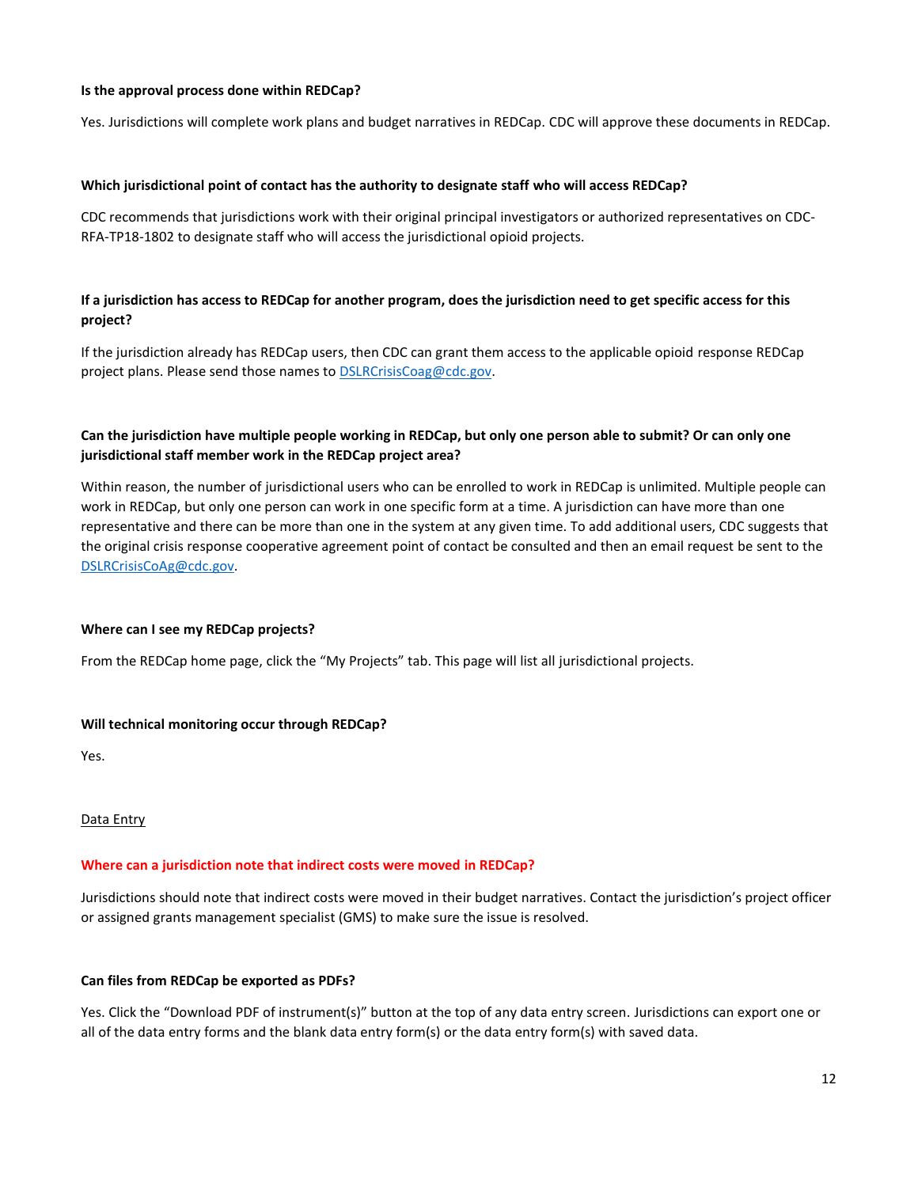**Is the approval process done within REDCap?**

Yes. Jurisdictions will complete work plans and budget narratives in REDCap. CDC will approve these documents in REDCap.

**Which jurisdictional point of contact has the authority to designate staff who will access REDCap?**

CDC recommends that jurisdictions work with their original principal investigators or authorized representatives on CDC-RFA-TP18-1802 to designate staff who will access the jurisdictional opioid projects.

**If a jurisdiction has access to REDCap for another program, does the jurisdiction need to get specific access for this project?**

If the jurisdiction already has REDCap users, then CDC can grant them access to the applicable opioid response REDCap project plans. Please send those names to DSLRCrisisCoag@cdc.gov.

**Can the jurisdiction have multiple people working in REDCap, but only one person able to submit? Or can only one jurisdictional staff member work in the REDCap project area?**

Within reason, the number of jurisdictional users who can be enrolled to work in REDCap is unlimited. Multiple people can work in REDCap, but only one person can work in one specific form at a time. A jurisdiction can have more than one representative and there can be more than one in the system at any given time. To add additional users, CDC suggests that the original crisis response cooperative agreement point of contact be consulted and then an email request be sent to the DSLRCrisisCoAg@cdc.gov.

**Where can I see my REDCap projects?**

From the REDCap home page, click the "My Projects" tab. This page will list all jurisdictional projects.

**Will technical monitoring occur through REDCap?**

Yes.

Data Entry

**Where can a jurisdiction note that indirect costs were moved in REDCap?**

Jurisdictions should note that indirect costs were moved in their budget narratives. Contact the jurisdiction's project officer or assigned grants management specialist (GMS) to make sure the issue is resolved.

**Can files from REDCap be exported as PDFs?**

Yes. Click the "Download PDF of instrument(s)" button at the top of any data entry screen. Jurisdictions can export one or all of the data entry forms and the blank data entry form(s) or the data entry form(s) with saved data.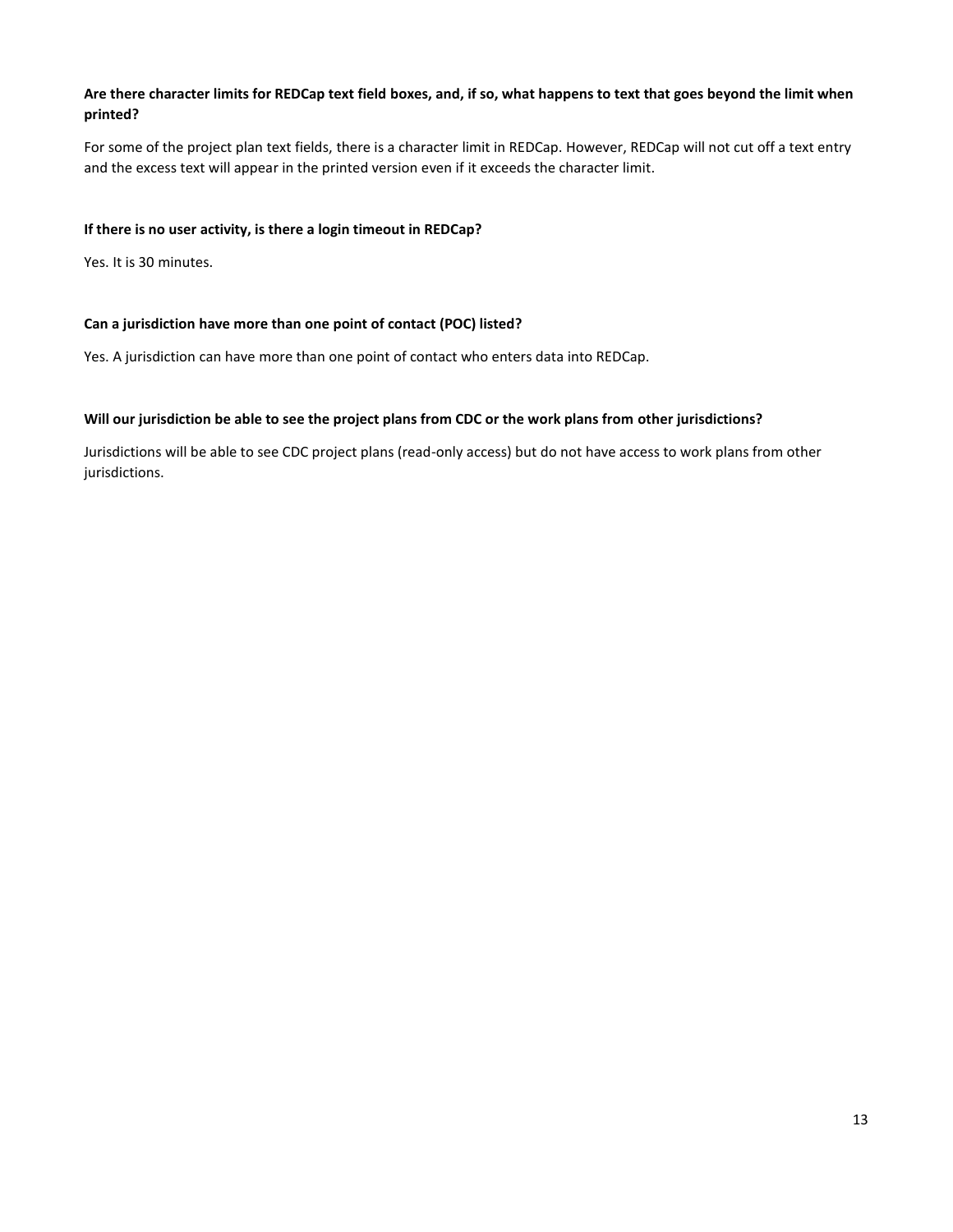**Are there character limits for REDCap text field boxes, and, if so, what happens to text that goes beyond the limit when printed?**

For some of the project plan text fields, there is a character limit in REDCap. However, REDCap will not cut off a text entry and the excess text will appear in the printed version even if it exceeds the character limit.

**If there is no user activity, is there a login timeout in REDCap?**

Yes. It is 30 minutes.

**Can a jurisdiction have more than one point of contact (POC) listed?**

Yes. A jurisdiction can have more than one point of contact who enters data into REDCap.

**Will our jurisdiction be able to see the project plans from CDC or the work plans from other jurisdictions?**

Jurisdictions will be able to see CDC project plans (read-only access) but do not have access to work plans from other jurisdictions.